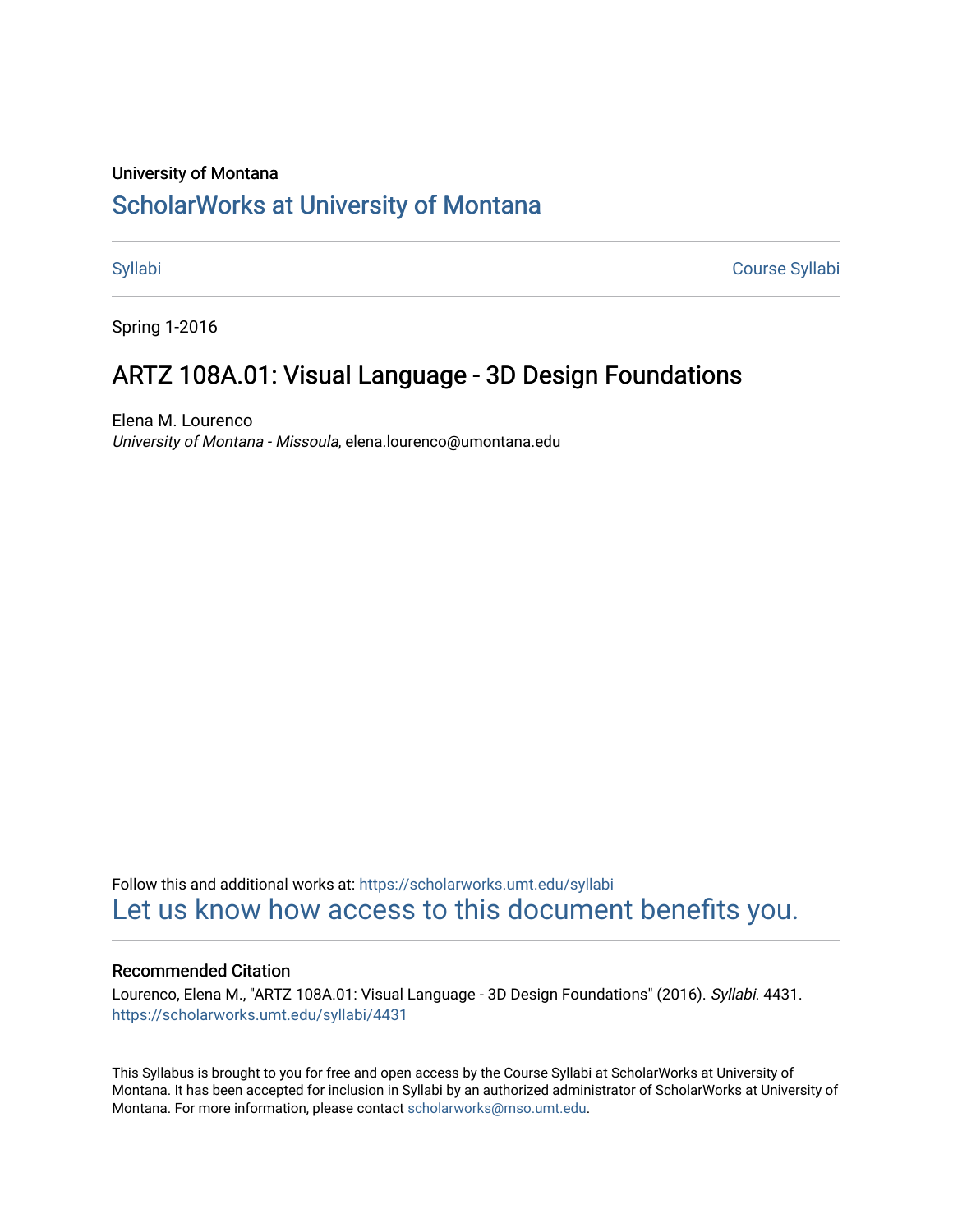University of Montana

# ScholarWorks at University of Montana

Syllabi | Course Syllabi

Spring 1-2016

## ARTZ 108A.01: Visual Language - 3D Design Foundations

Elena M. Lourenco
*University of Montana - Missoula*, elena.lourenco@umontana.edu

Follow this and additional works at: https://scholarworks.umt.edu/syllabi
Let us know how access to this document benefits you.

### Recommended Citation

Lourenco, Elena M., "ARTZ 108A.01: Visual Language - 3D Design Foundations" (2016). *Syllabi*. 4431.
https://scholarworks.umt.edu/syllabi/4431

This Syllabus is brought to you for free and open access by the Course Syllabi at ScholarWorks at University of Montana. It has been accepted for inclusion in Syllabi by an authorized administrator of ScholarWorks at University of Montana. For more information, please contact scholarworks@mso.umt.edu.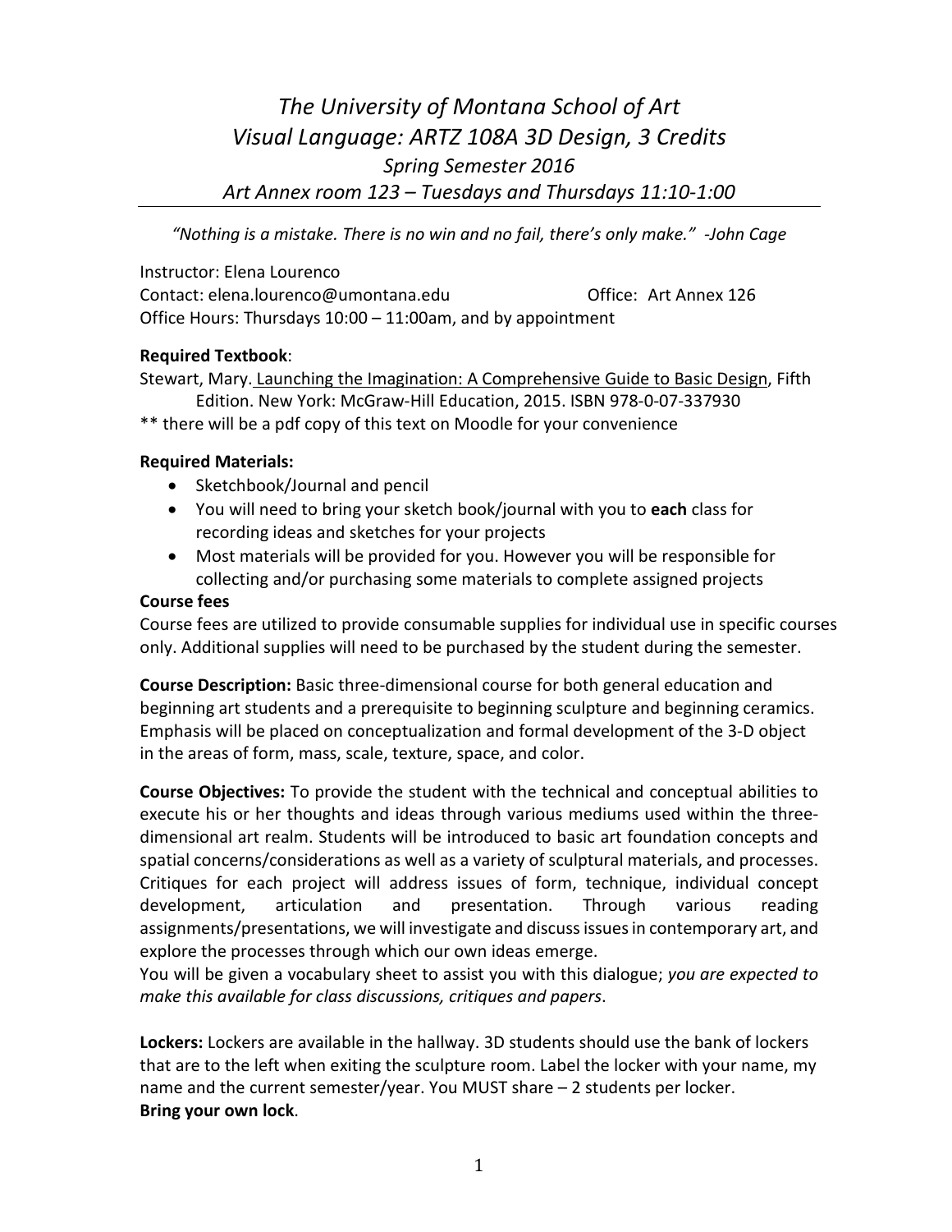# *The University of Montana School of Art*
# *Visual Language: ARTZ 108A 3D Design, 3 Credits*
## *Spring Semester 2016*
## *Art Annex room 123 – Tuesdays and Thursdays 11:10-1:00*

*"Nothing is a mistake. There is no win and no fail, there's only make." -John Cage*

Instructor: Elena Lourenco
Contact: elena.lourenco@umontana.edu Office: Art Annex 126
Office Hours: Thursdays 10:00 – 11:00am, and by appointment

**Required Textbook**:
Stewart, Mary. Launching the Imagination: A Comprehensive Guide to Basic Design, Fifth Edition. New York: McGraw-Hill Education, 2015. ISBN 978-0-07-337930
** there will be a pdf copy of this text on Moodle for your convenience

**Required Materials:**

- Sketchbook/Journal and pencil
- You will need to bring your sketch book/journal with you to **each** class for recording ideas and sketches for your projects
- Most materials will be provided for you. However you will be responsible for collecting and/or purchasing some materials to complete assigned projects

**Course fees**
Course fees are utilized to provide consumable supplies for individual use in specific courses only. Additional supplies will need to be purchased by the student during the semester.

**Course Description:** Basic three-dimensional course for both general education and beginning art students and a prerequisite to beginning sculpture and beginning ceramics. Emphasis will be placed on conceptualization and formal development of the 3-D object in the areas of form, mass, scale, texture, space, and color.

**Course Objectives:** To provide the student with the technical and conceptual abilities to execute his or her thoughts and ideas through various mediums used within the three-dimensional art realm. Students will be introduced to basic art foundation concepts and spatial concerns/considerations as well as a variety of sculptural materials, and processes. Critiques for each project will address issues of form, technique, individual concept development, articulation and presentation. Through various reading assignments/presentations, we will investigate and discuss issues in contemporary art, and explore the processes through which our own ideas emerge.
You will be given a vocabulary sheet to assist you with this dialogue; *you are expected to make this available for class discussions, critiques and papers*.

**Lockers:** Lockers are available in the hallway. 3D students should use the bank of lockers that are to the left when exiting the sculpture room. Label the locker with your name, my name and the current semester/year. You MUST share – 2 students per locker.
**Bring your own lock**.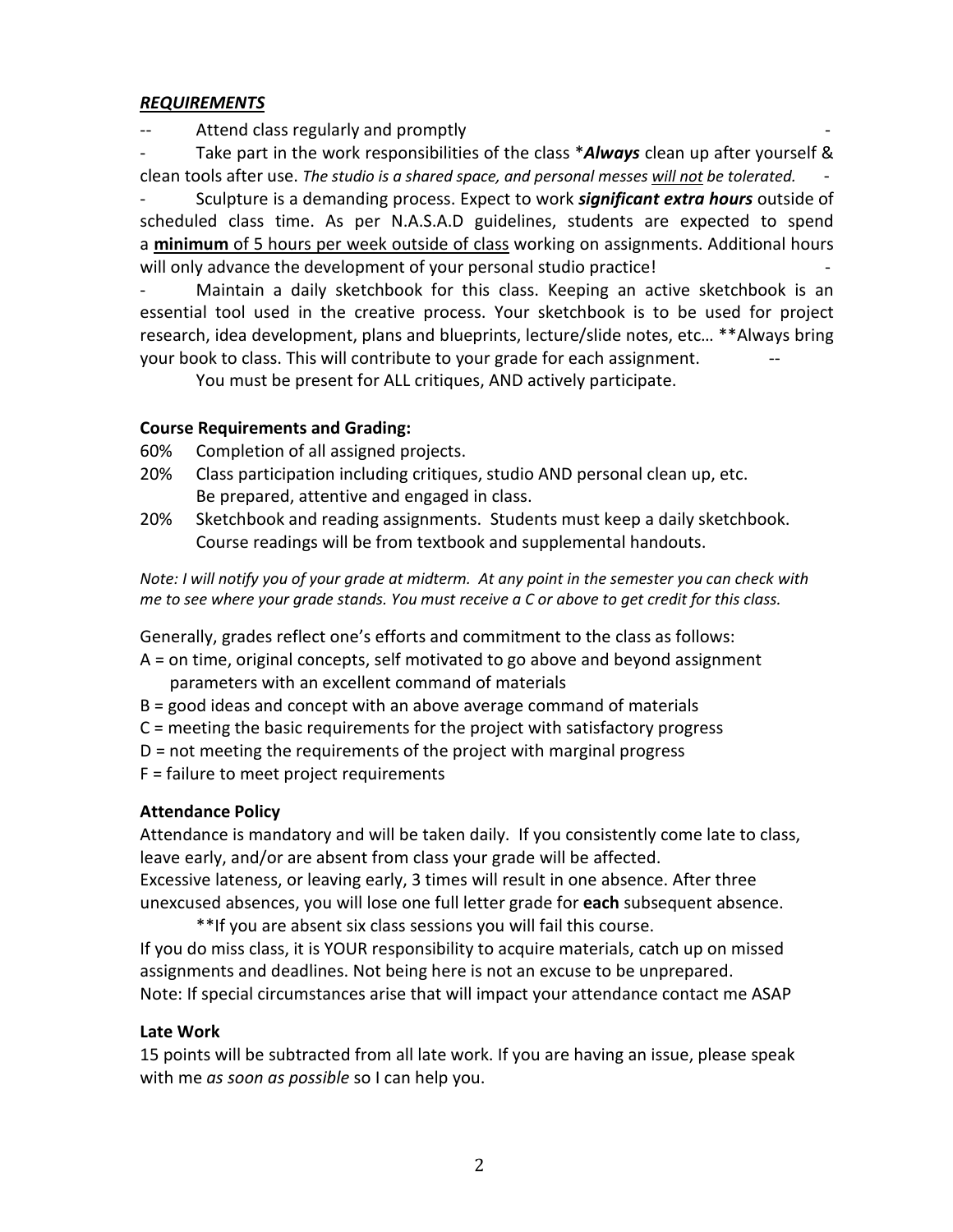## ***REQUIREMENTS***

- Attend class regularly and promptly
- Take part in the work responsibilities of the class ****Always*** clean up after yourself & clean tools after use. *The studio is a shared space, and personal messes will not be tolerated.*
- Sculpture is a demanding process. Expect to work ***significant extra hours*** outside of scheduled class time. As per N.A.S.A.D guidelines, students are expected to spend a **minimum** of 5 hours per week outside of class working on assignments. Additional hours will only advance the development of your personal studio practice!
- Maintain a daily sketchbook for this class. Keeping an active sketchbook is an essential tool used in the creative process. Your sketchbook is to be used for project research, idea development, plans and blueprints, lecture/slide notes, etc… **Always bring your book to class. This will contribute to your grade for each assignment.
- You must be present for ALL critiques, AND actively participate.

### Course Requirements and Grading:

60% Completion of all assigned projects.

20% Class participation including critiques, studio AND personal clean up, etc. Be prepared, attentive and engaged in class.

20% Sketchbook and reading assignments. Students must keep a daily sketchbook. Course readings will be from textbook and supplemental handouts.

*Note: I will notify you of your grade at midterm. At any point in the semester you can check with me to see where your grade stands. You must receive a C or above to get credit for this class.*

Generally, grades reflect one's efforts and commitment to the class as follows:

A = on time, original concepts, self motivated to go above and beyond assignment parameters with an excellent command of materials

B = good ideas and concept with an above average command of materials

C = meeting the basic requirements for the project with satisfactory progress

D = not meeting the requirements of the project with marginal progress

F = failure to meet project requirements

### Attendance Policy

Attendance is mandatory and will be taken daily. If you consistently come late to class, leave early, and/or are absent from class your grade will be affected.

Excessive lateness, or leaving early, 3 times will result in one absence. After three unexcused absences, you will lose one full letter grade for **each** subsequent absence.

**If you are absent six class sessions you will fail this course.

If you do miss class, it is YOUR responsibility to acquire materials, catch up on missed assignments and deadlines. Not being here is not an excuse to be unprepared.

Note: If special circumstances arise that will impact your attendance contact me ASAP

### Late Work

15 points will be subtracted from all late work. If you are having an issue, please speak with me *as soon as possible* so I can help you.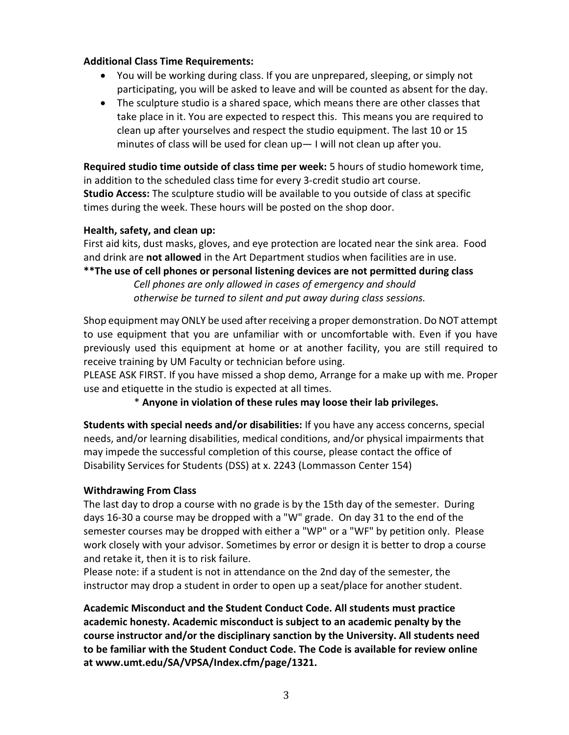**Additional Class Time Requirements:**

- You will be working during class. If you are unprepared, sleeping, or simply not participating, you will be asked to leave and will be counted as absent for the day.
- The sculpture studio is a shared space, which means there are other classes that take place in it. You are expected to respect this. This means you are required to clean up after yourselves and respect the studio equipment. The last 10 or 15 minutes of class will be used for clean up— I will not clean up after you.

**Required studio time outside of class time per week:** 5 hours of studio homework time, in addition to the scheduled class time for every 3-credit studio art course.
**Studio Access:** The sculpture studio will be available to you outside of class at specific times during the week. These hours will be posted on the shop door.

**Health, safety, and clean up:**
First aid kits, dust masks, gloves, and eye protection are located near the sink area. Food and drink are **not allowed** in the Art Department studios when facilities are in use.
**\*\*The use of cell phones or personal listening devices are not permitted during class**

*Cell phones are only allowed in cases of emergency and should otherwise be turned to silent and put away during class sessions.*

Shop equipment may ONLY be used after receiving a proper demonstration. Do NOT attempt to use equipment that you are unfamiliar with or uncomfortable with. Even if you have previously used this equipment at home or at another facility, you are still required to receive training by UM Faculty or technician before using.
PLEASE ASK FIRST. If you have missed a shop demo, Arrange for a make up with me. Proper use and etiquette in the studio is expected at all times.

\* **Anyone in violation of these rules may loose their lab privileges.**

**Students with special needs and/or disabilities:** If you have any access concerns, special needs, and/or learning disabilities, medical conditions, and/or physical impairments that may impede the successful completion of this course, please contact the office of Disability Services for Students (DSS) at x. 2243 (Lommasson Center 154)

**Withdrawing From Class**
The last day to drop a course with no grade is by the 15th day of the semester. During days 16-30 a course may be dropped with a "W" grade. On day 31 to the end of the semester courses may be dropped with either a "WP" or a "WF" by petition only. Please work closely with your advisor. Sometimes by error or design it is better to drop a course and retake it, then it is to risk failure.
Please note: if a student is not in attendance on the 2nd day of the semester, the instructor may drop a student in order to open up a seat/place for another student.

**Academic Misconduct and the Student Conduct Code. All students must practice academic honesty. Academic misconduct is subject to an academic penalty by the course instructor and/or the disciplinary sanction by the University. All students need to be familiar with the Student Conduct Code. The Code is available for review online at www.umt.edu/SA/VPSA/Index.cfm/page/1321.**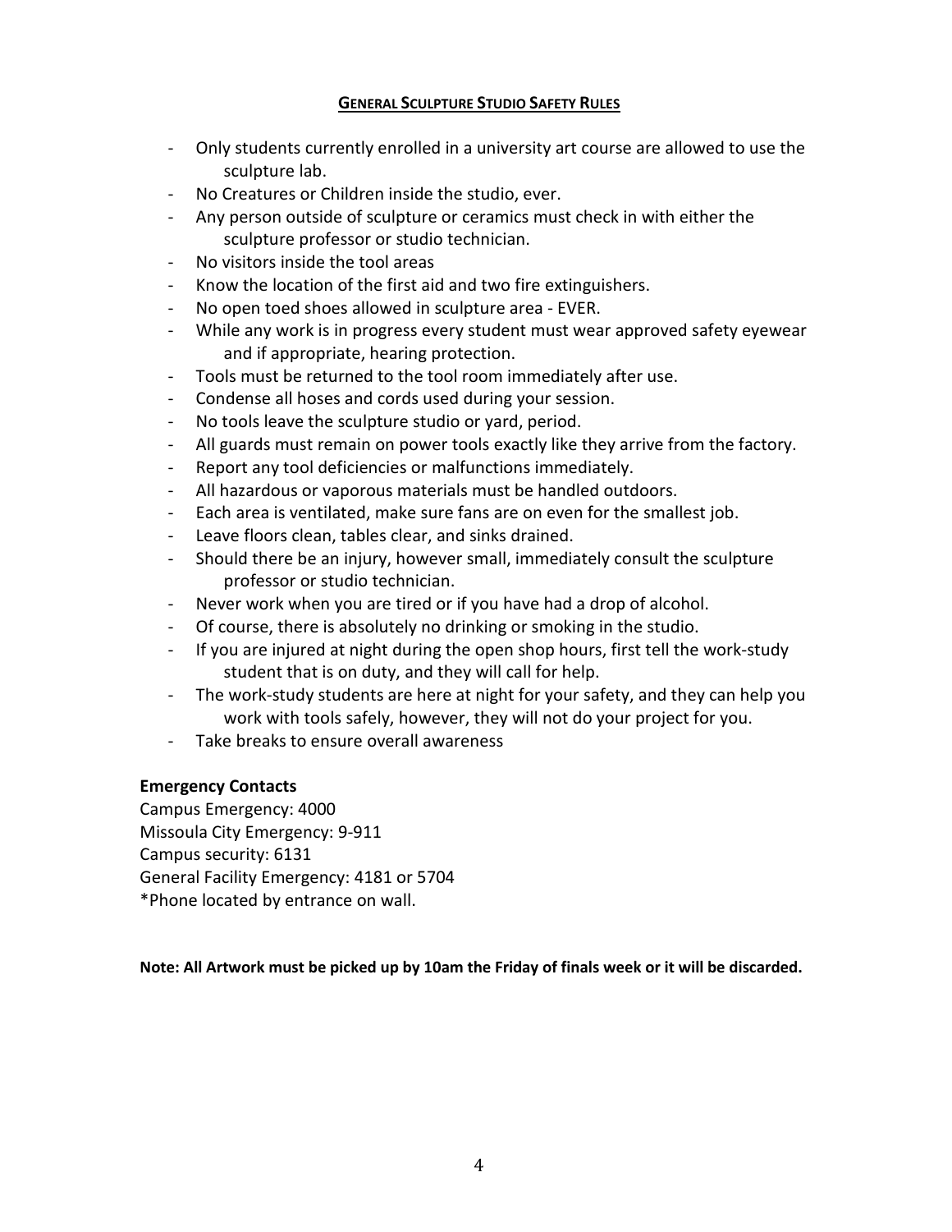## General Sculpture Studio Safety Rules

- Only students currently enrolled in a university art course are allowed to use the sculpture lab.
- No Creatures or Children inside the studio, ever.
- Any person outside of sculpture or ceramics must check in with either the sculpture professor or studio technician.
- No visitors inside the tool areas
- Know the location of the first aid and two fire extinguishers.
- No open toed shoes allowed in sculpture area - EVER.
- While any work is in progress every student must wear approved safety eyewear and if appropriate, hearing protection.
- Tools must be returned to the tool room immediately after use.
- Condense all hoses and cords used during your session.
- No tools leave the sculpture studio or yard, period.
- All guards must remain on power tools exactly like they arrive from the factory.
- Report any tool deficiencies or malfunctions immediately.
- All hazardous or vaporous materials must be handled outdoors.
- Each area is ventilated, make sure fans are on even for the smallest job.
- Leave floors clean, tables clear, and sinks drained.
- Should there be an injury, however small, immediately consult the sculpture professor or studio technician.
- Never work when you are tired or if you have had a drop of alcohol.
- Of course, there is absolutely no drinking or smoking in the studio.
- If you are injured at night during the open shop hours, first tell the work-study student that is on duty, and they will call for help.
- The work-study students are here at night for your safety, and they can help you work with tools safely, however, they will not do your project for you.
- Take breaks to ensure overall awareness

**Emergency Contacts**

Campus Emergency: 4000
Missoula City Emergency: 9-911
Campus security: 6131
General Facility Emergency: 4181 or 5704
*Phone located by entrance on wall.

**Note: All Artwork must be picked up by 10am the Friday of finals week or it will be discarded.**